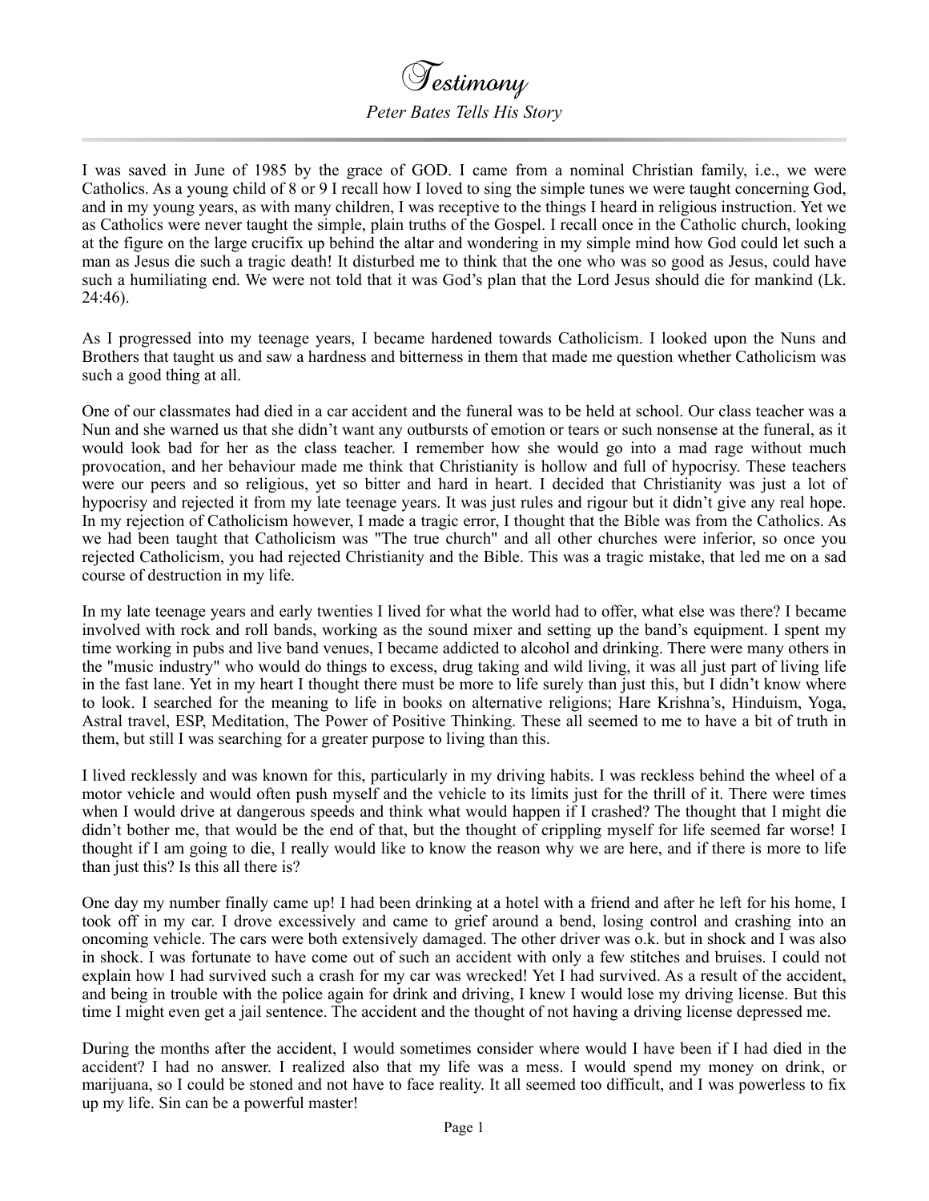# Testimony

*Peter Bates Tells His Story*

---

I was saved in June of 1985 by the grace of GOD. I came from a nominal Christian family, i.e., we were Catholics. As a young child of 8 or 9 I recall how I loved to sing the simple tunes we were taught concerning God, and in my young years, as with many children, I was receptive to the things I heard in religious instruction. Yet we as Catholics were never taught the simple, plain truths of the Gospel. I recall once in the Catholic church, looking at the figure on the large crucifix up behind the altar and wondering in my simple mind how God could let such a man as Jesus die such a tragic death! It disturbed me to think that the one who was so good as Jesus, could have such a humiliating end. We were not told that it was God's plan that the Lord Jesus should die for mankind (Lk. 24:46).

As I progressed into my teenage years, I became hardened towards Catholicism. I looked upon the Nuns and Brothers that taught us and saw a hardness and bitterness in them that made me question whether Catholicism was such a good thing at all.

One of our classmates had died in a car accident and the funeral was to be held at school. Our class teacher was a Nun and she warned us that she didn't want any outbursts of emotion or tears or such nonsense at the funeral, as it would look bad for her as the class teacher. I remember how she would go into a mad rage without much provocation, and her behaviour made me think that Christianity is hollow and full of hypocrisy. These teachers were our peers and so religious, yet so bitter and hard in heart. I decided that Christianity was just a lot of hypocrisy and rejected it from my late teenage years. It was just rules and rigour but it didn't give any real hope. In my rejection of Catholicism however, I made a tragic error, I thought that the Bible was from the Catholics. As we had been taught that Catholicism was "The true church" and all other churches were inferior, so once you rejected Catholicism, you had rejected Christianity and the Bible. This was a tragic mistake, that led me on a sad course of destruction in my life.

In my late teenage years and early twenties I lived for what the world had to offer, what else was there? I became involved with rock and roll bands, working as the sound mixer and setting up the band's equipment. I spent my time working in pubs and live band venues, I became addicted to alcohol and drinking. There were many others in the "music industry" who would do things to excess, drug taking and wild living, it was all just part of living life in the fast lane. Yet in my heart I thought there must be more to life surely than just this, but I didn't know where to look. I searched for the meaning to life in books on alternative religions; Hare Krishna's, Hinduism, Yoga, Astral travel, ESP, Meditation, The Power of Positive Thinking. These all seemed to me to have a bit of truth in them, but still I was searching for a greater purpose to living than this.

I lived recklessly and was known for this, particularly in my driving habits. I was reckless behind the wheel of a motor vehicle and would often push myself and the vehicle to its limits just for the thrill of it. There were times when I would drive at dangerous speeds and think what would happen if I crashed? The thought that I might die didn't bother me, that would be the end of that, but the thought of crippling myself for life seemed far worse! I thought if I am going to die, I really would like to know the reason why we are here, and if there is more to life than just this? Is this all there is?

One day my number finally came up! I had been drinking at a hotel with a friend and after he left for his home, I took off in my car. I drove excessively and came to grief around a bend, losing control and crashing into an oncoming vehicle. The cars were both extensively damaged. The other driver was o.k. but in shock and I was also in shock. I was fortunate to have come out of such an accident with only a few stitches and bruises. I could not explain how I had survived such a crash for my car was wrecked! Yet I had survived. As a result of the accident, and being in trouble with the police again for drink and driving, I knew I would lose my driving license. But this time I might even get a jail sentence. The accident and the thought of not having a driving license depressed me.

During the months after the accident, I would sometimes consider where would I have been if I had died in the accident? I had no answer. I realized also that my life was a mess. I would spend my money on drink, or marijuana, so I could be stoned and not have to face reality. It all seemed too difficult, and I was powerless to fix up my life. Sin can be a powerful master!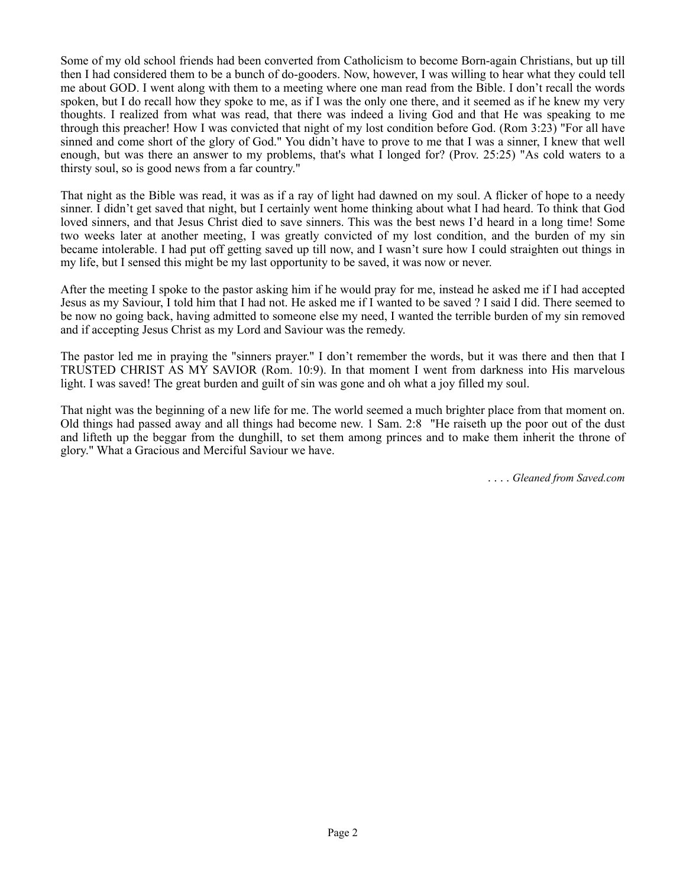Some of my old school friends had been converted from Catholicism to become Born-again Christians, but up till then I had considered them to be a bunch of do-gooders. Now, however, I was willing to hear what they could tell me about GOD. I went along with them to a meeting where one man read from the Bible. I don't recall the words spoken, but I do recall how they spoke to me, as if I was the only one there, and it seemed as if he knew my very thoughts. I realized from what was read, that there was indeed a living God and that He was speaking to me through this preacher! How I was convicted that night of my lost condition before God. (Rom 3:23) "For all have sinned and come short of the glory of God." You didn't have to prove to me that I was a sinner, I knew that well enough, but was there an answer to my problems, that's what I longed for? (Prov. 25:25) "As cold waters to a thirsty soul, so is good news from a far country."

That night as the Bible was read, it was as if a ray of light had dawned on my soul. A flicker of hope to a needy sinner. I didn't get saved that night, but I certainly went home thinking about what I had heard. To think that God loved sinners, and that Jesus Christ died to save sinners. This was the best news I'd heard in a long time! Some two weeks later at another meeting, I was greatly convicted of my lost condition, and the burden of my sin became intolerable. I had put off getting saved up till now, and I wasn't sure how I could straighten out things in my life, but I sensed this might be my last opportunity to be saved, it was now or never.

After the meeting I spoke to the pastor asking him if he would pray for me, instead he asked me if I had accepted Jesus as my Saviour, I told him that I had not. He asked me if I wanted to be saved ? I said I did. There seemed to be now no going back, having admitted to someone else my need, I wanted the terrible burden of my sin removed and if accepting Jesus Christ as my Lord and Saviour was the remedy.

The pastor led me in praying the "sinners prayer." I don't remember the words, but it was there and then that I TRUSTED CHRIST AS MY SAVIOR (Rom. 10:9). In that moment I went from darkness into His marvelous light. I was saved! The great burden and guilt of sin was gone and oh what a joy filled my soul.

That night was the beginning of a new life for me. The world seemed a much brighter place from that moment on. Old things had passed away and all things had become new. 1 Sam. 2:8 "He raiseth up the poor out of the dust and lifteth up the beggar from the dunghill, to set them among princes and to make them inherit the throne of glory." What a Gracious and Merciful Saviour we have.

. . . . *Gleaned from Saved.com*